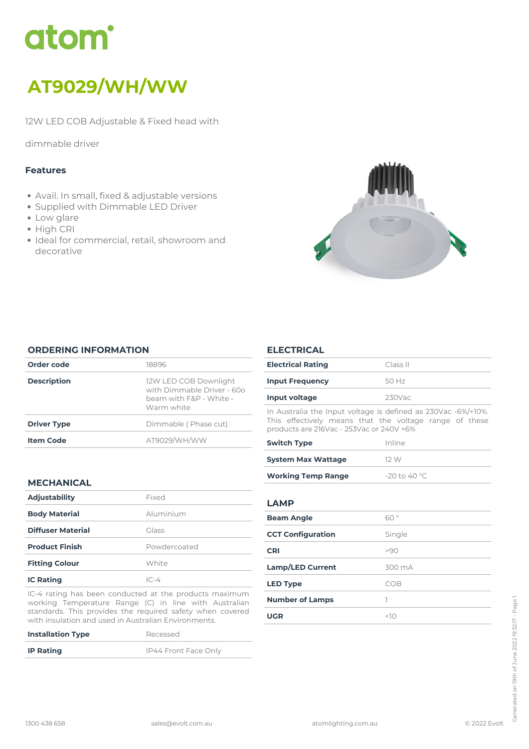# atom

# AT9029/WH/WW

12W LED COB Adjustable & Fixed head with

dimmable driver

### Features

- Avail. In small, fixed & adjustable versions
- Supplied with Dimmable LED Driver
- Low glare
- High CRI
- Ideal for commercial, retail, showroom and decorative

## ORDERING INFORMATION

| Order code | 18896 |
|---|---|
| **Description** | 12W LED COB Downlight with Dimmable Driver - 60o beam with F&P - White - Warm white |
| **Driver Type** | Dimmable ( Phase cut) |
| **Item Code** | AT9029/WH/WW |

## MECHANICAL

| Adjustability | Fixed |
|---|---|
| **Body Material** | Aluminium |
| **Diffuser Material** | Glass |
| **Product Finish** | Powdercoated |
| **Fitting Colour** | White |
| **IC Rating** | IC-4 |

IC-4 rating has been conducted at the products maximum working Temperature Range (C) in line with Australian standards. This provides the required safety when covered with insulation and used in Australian Environments.

| Installation Type | Recessed |
|---|---|
| **IP Rating** | IP44 Front Face Only |

## ELECTRICAL

| Electrical Rating | Class II |
|---|---|
| **Input Frequency** | 50 Hz |
| **Input voltage** | 230Vac |

In Australia the Input voltage is defined as 230Vac -6%/+10%. This effectively means that the voltage range of these products are 216Vac - 253Vac or 240V +6%

| Switch Type | Inline |
|---|---|
| **System Max Wattage** | 12 W |
| **Working Temp Range** | -20 to 40 °C |

## LAMP

| Beam Angle | 60 ° |
|---|---|
| **CCT Configuration** | Single |
| **CRI** | >90 |
| **Lamp/LED Current** | 300 mA |
| **LED Type** | COB |
| **Number of Lamps** | 1 |
| **UGR** | <10 |

1300 438 658 sales@evolt.com.au atomlighting.com.au © 2022 Evolt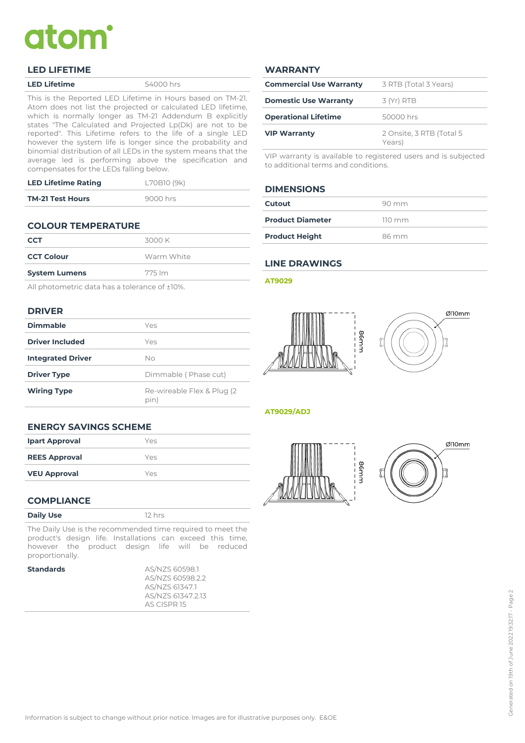## LED LIFETIME

| LED Lifetime | 54000 hrs |
|---|---|

This is the Reported LED Lifetime in Hours based on TM-21. Atom does not list the projected or calculated LED lifetime, which is normally longer as TM-21 Addendum B explicitly states "The Calculated and Projected Lp(Dk) are not to be reported". This Lifetime refers to the life of a single LED however the system life is longer since the probability and binomial distribution of all LEDs in the system means that the average led is performing above the specification and compensates for the LEDs falling below.

| LED Lifetime Rating | L70B10 (9k) |
|---|---|
| TM-21 Test Hours | 9000 hrs |

## COLOUR TEMPERATURE

| CCT | 3000 K |
|---|---|
| CCT Colour | Warm White |
| System Lumens | 775 lm |

All photometric data has a tolerance of ±10%.

## DRIVER

| Dimmable | Yes |
|---|---|
| Driver Included | Yes |
| Integrated Driver | No |
| Driver Type | Dimmable ( Phase cut) |
| Wiring Type | Re-wireable Flex & Plug (2 pin) |

## ENERGY SAVINGS SCHEME

| Ipart Approval | Yes |
|---|---|
| REES Approval | Yes |
| VEU Approval | Yes |

## COMPLIANCE

| Daily Use | 12 hrs |
|---|---|

The Daily Use is the recommended time required to meet the product's design life. Installations can exceed this time, however the product design life will be reduced proportionally.

| Standards | AS/NZS 60598.1<br>AS/NZS 60598.2.2<br>AS/NZS 61347.1<br>AS/NZS 61347.2.13<br>AS CISPR 15 |
|---|---|

## WARRANTY

| Commercial Use Warranty | 3 RTB (Total 3 Years) |
|---|---|
| Domestic Use Warranty | 3 (Yr) RTB |
| Operational Lifetime | 50000 hrs |
| VIP Warranty | 2 Onsite, 3 RTB (Total 5 Years) |

VIP warranty is available to registered users and is subjected to additional terms and conditions.

## DIMENSIONS

| Cutout | 90 mm |
|---|---|
| Product Diameter | 110 mm |
| Product Height | 86 mm |

## LINE DRAWINGS

**AT9029**

86mm

Ø110mm

**AT9029/ADJ**

86mm

Ø110mm

Information is subject to change without prior notice. Images are for illustrative purposes only. E&OE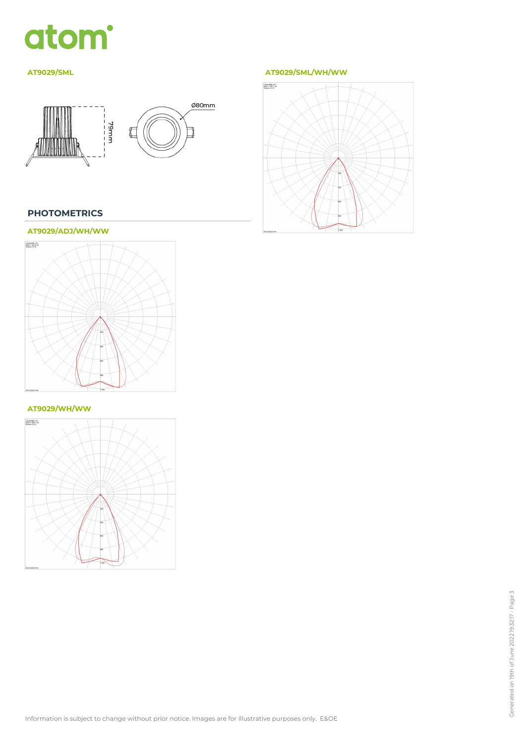**AT9029/SML**

79mm

Ø80mm

**AT9029/SML/WH/WW**

200

400

600

800

1000

Point lockdown

## PHOTOMETRICS

**AT9029/ADJ/WH/WW**

200

400

600

800

1000

**AT9029/WH/WW**

200

400

600

800

1000

Information is subject to change without prior notice. Images are for illustrative purposes only. E&OE